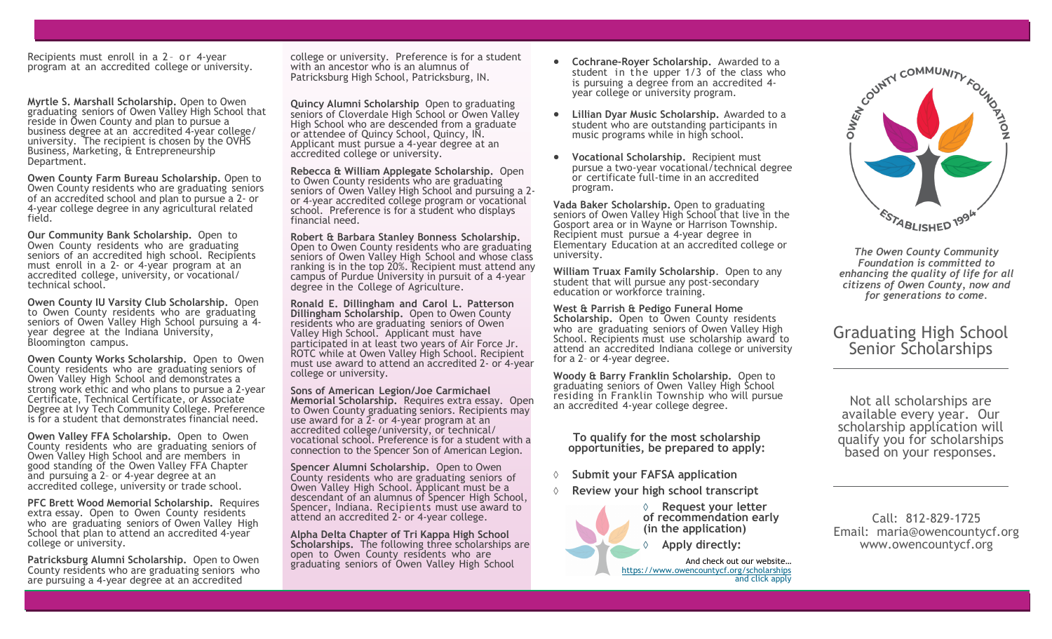Recipients must enroll in a 2- or 4-year program at an accredited college or university.

**Myrtle S. Marshall Scholarship.** Open to Owen graduating seniors of Owen Valley High School that reside in Owen County and plan to pursue a business degree at an accredited 4-year college/ university. The recipient is chosen by the OVHS Business, Marketing, & Entrepreneurship Department.

**Owen County Farm Bureau Scholarship.** Open to Owen County residents who are graduating seniors of an accredited school and plan to pursue a 2- or 4-year college degree in any agricultural related field.

**Our Community Bank Scholarship.** Open to Owen County residents who are graduating seniors of an accredited high school. Recipients must enroll in a 2- or 4-year program at an accredited college, university, or vocational/ technical school.

**Owen County IU Varsity Club Scholarship.** Open to Owen County residents who are graduating seniors of Owen Valley High School pursuing a 4-year degree at the Indiana University, Bloomington campus.

**Owen County Works Scholarship.** Open to Owen County residents who are graduating seniors of Owen Valley High School and demonstrates a strong work ethic and who plans to pursue a 2-year Certificate, Technical Certificate, or Associate Degree at Ivy Tech Community College. Preference is for a student that demonstrates financial need.

**Owen Valley FFA Scholarship.** Open to Owen County residents who are graduating seniors of Owen Valley High School and are members in good standing of the Owen Valley FFA Chapter and pursuing a 2- or 4-year degree at an accredited college, university or trade school.

**PFC Brett Wood Memorial Scholarship.** Requires extra essay. Open to Owen County residents who are graduating seniors of Owen Valley High School that plan to attend an accredited 4-year college or university.

**Patricksburg Alumni Scholarship.** Open to Owen County residents who are graduating seniors who are pursuing a 4-year degree at an accredited college or university. Preference is for a student with an ancestor who is an alumnus of Patricksburg High School, Patricksburg, IN.

**Quincy Alumni Scholarship** Open to graduating seniors of Cloverdale High School or Owen Valley High School who are descended from a graduate or attendee of Quincy School, Quincy, IN. Applicant must pursue a 4-year degree at an accredited college or university.

**Rebecca & William Applegate Scholarship.** Open to Owen County residents who are graduating seniors of Owen Valley High School and pursuing a 2- or 4-year accredited college program or vocational school. Preference is for a student who displays financial need.

**Robert & Barbara Stanley Bonness Scholarship.** Open to Owen County residents who are graduating seniors of Owen Valley High School and whose class ranking is in the top 20%. Recipient must attend any campus of Purdue University in pursuit of a 4-year degree in the College of Agriculture.

**Ronald E. Dillingham and Carol L. Patterson Dillingham Scholarship.** Open to Owen County residents who are graduating seniors of Owen Valley High School. Applicant must have participated in at least two years of Air Force Jr. ROTC while at Owen Valley High School. Recipient must use award to attend an accredited 2- or 4-year college or university.

**Sons of American Legion/Joe Carmichael Memorial Scholarship.** Requires extra essay. Open to Owen County graduating seniors. Recipients may use award for a 2- or 4-year program at an accredited college/university, or technical/ vocational school. Preference is for a student with a connection to the Spencer Son of American Legion.

**Spencer Alumni Scholarship.** Open to Owen County residents who are graduating seniors of Owen Valley High School. Applicant must be a descendant of an alumnus of Spencer High School, Spencer, Indiana. Recipients must use award to attend an accredited 2- or 4-year college.

**Alpha Delta Chapter of Tri Kappa High School Scholarships.** The following three scholarships are open to Owen County residents who are graduating seniors of Owen Valley High School

- **Cochrane-Royer Scholarship.** Awarded to a student in the upper 1/3 of the class who is pursuing a degree from an accredited 4-year college or university program.
- **Lillian Dyar Music Scholarship.** Awarded to a student who are outstanding participants in music programs while in high school.
- **Vocational Scholarship.** Recipient must pursue a two-year vocational/technical degree or certificate full-time in an accredited program.

**Vada Baker Scholarship.** Open to graduating seniors of Owen Valley High School that live in the Gosport area or in Wayne or Harrison Township. Recipient must pursue a 4-year degree in Elementary Education at an accredited college or university.

**William Truax Family Scholarship**. Open to any student that will pursue any post-secondary education or workforce training.

**West & Parrish & Pedigo Funeral Home Scholarship.** Open to Owen County residents who are graduating seniors of Owen Valley High School. Recipients must use scholarship award to attend an accredited Indiana college or university for a 2- or 4-year degree.

**Woody & Barry Franklin Scholarship.** Open to graduating seniors of Owen Valley High School residing in Franklin Township who will pursue an accredited 4-year college degree.

**To qualify for the most scholarship opportunities, be prepared to apply:**

- **Submit your FAFSA application**
- **Review your high school transcript**
- **Request your letter of recommendation early (in the application)**
- **Apply directly:**

And check out our website…
https://www.owencountycf.org/scholarships
and click apply

OWEN COUNTY COMMUNITY FOUNDATION
ESTABLISHED 1994

*The Owen County Community Foundation is committed to enhancing the quality of life for all citizens of Owen County, now and for generations to come.*

# Graduating High School Senior Scholarships

Not all scholarships are available every year. Our scholarship application will qualify you for scholarships based on your responses.

Call: 812-829-1725
Email: maria@owencountycf.org
www.owencountycf.org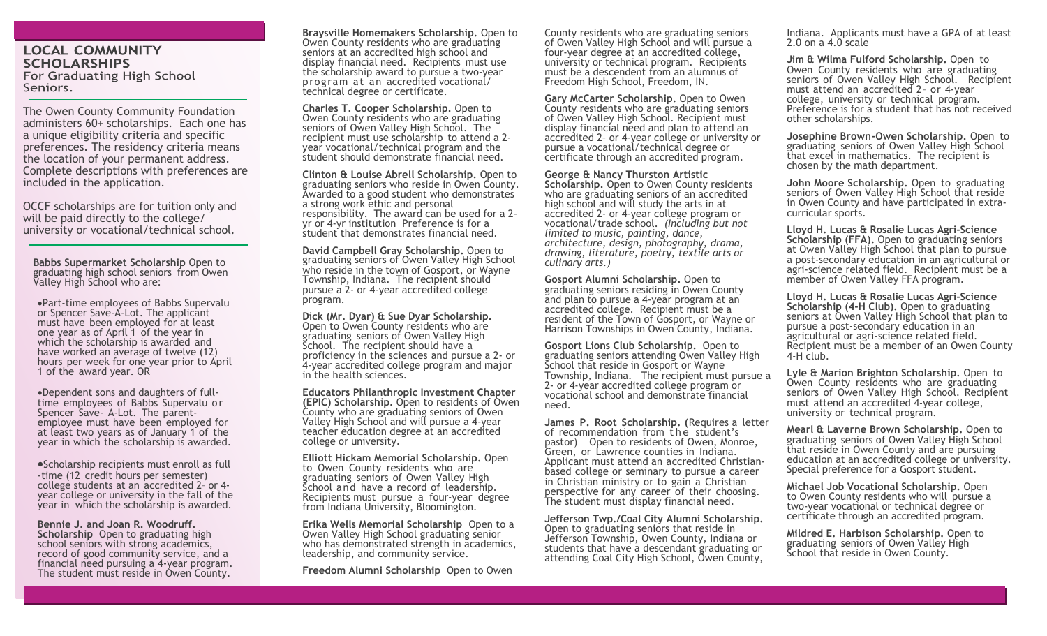## LOCAL COMMUNITY SCHOLARSHIPS

For Graduating High School Seniors.

The Owen County Community Foundation administers 60+ scholarships. Each one has a unique eligibility criteria and specific preferences. The residency criteria means the location of your permanent address. Complete descriptions with preferences are included in the application.

OCCF scholarships are for tuition only and will be paid directly to the college/ university or vocational/technical school.

**Babbs Supermarket Scholarship** Open to graduating high school seniors from Owen Valley High School who are:

- Part-time employees of Babbs Supervalu or Spencer Save-A-Lot. The applicant must have been employed for at least one year as of April 1 of the year in which the scholarship is awarded and have worked an average of twelve (12) hours per week for one year prior to April 1 of the award year. OR
- Dependent sons and daughters of full-time employees of Babbs Supervalu or Spencer Save- A-Lot. The parent-employee must have been employed for at least two years as of January 1 of the year in which the scholarship is awarded.
- Scholarship recipients must enroll as full -time (12 credit hours per semester) college students at an accredited 2- or 4-year college or university in the fall of the year in which the scholarship is awarded.

**Bennie J. and Joan R. Woodruff. Scholarship** Open to graduating high school seniors with strong academics, record of good community service, and a financial need pursuing a 4-year program. The student must reside in Owen County.

**Braysville Homemakers Scholarship.** Open to Owen County residents who are graduating seniors at an accredited high school and display financial need. Recipients must use the scholarship award to pursue a two-year program at an accredited vocational/ technical degree or certificate.

**Charles T. Cooper Scholarship.** Open to Owen County residents who are graduating seniors of Owen Valley High School. The recipient must use scholarship to attend a 2-year vocational/technical program and the student should demonstrate financial need.

**Clinton & Louise Abrell Scholarship.** Open to graduating seniors who reside in Owen County. Awarded to a good student who demonstrates a strong work ethic and personal responsibility. The award can be used for a 2-yr or 4-yr institution Preference is for a student that demonstrates financial need.

**David Campbell Gray Scholarship.** Open to graduating seniors of Owen Valley High School who reside in the town of Gosport, or Wayne Township, Indiana. The recipient should pursue a 2- or 4-year accredited college program.

**Dick (Mr. Dyar) & Sue Dyar Scholarship.** Open to Owen County residents who are graduating seniors of Owen Valley High School. The recipient should have a proficiency in the sciences and pursue a 2- or 4-year accredited college program and major in the health sciences.

**Educators Philanthropic Investment Chapter (EPIC) Scholarship.** Open to residents of Owen County who are graduating seniors of Owen Valley High School and will pursue a 4-year teacher education degree at an accredited college or university.

**Elliott Hickam Memorial Scholarship.** Open to Owen County residents who are graduating seniors of Owen Valley High School and have a record of leadership. Recipients must pursue a four-year degree from Indiana University, Bloomington.

**Erika Wells Memorial Scholarship** Open to a Owen Valley High School graduating senior who has demonstrated strength in academics, leadership, and community service.

**Freedom Alumni Scholarship** Open to Owen County residents who are graduating seniors of Owen Valley High School and will pursue a four-year degree at an accredited college, university or technical program. Recipients must be a descendent from an alumnus of Freedom High School, Freedom, IN.

**Gary McCarter Scholarship.** Open to Owen County residents who are graduating seniors of Owen Valley High School. Recipient must display financial need and plan to attend an accredited 2- or 4-year college or university or pursue a vocational/technical degree or certificate through an accredited program.

**George & Nancy Thurston Artistic Scholarship.** Open to Owen County residents who are graduating seniors of an accredited high school and will study the arts in at accredited 2- or 4-year college program or vocational/trade school. *(Including but not limited to music, painting, dance, architecture, design, photography, drama, drawing, literature, poetry, textile arts or culinary arts.)*

**Gosport Alumni Scholarship.** Open to graduating seniors residing in Owen County and plan to pursue a 4-year program at an accredited college. Recipient must be a resident of the Town of Gosport, or Wayne or Harrison Townships in Owen County, Indiana.

**Gosport Lions Club Scholarship.** Open to graduating seniors attending Owen Valley High School that reside in Gosport or Wayne Township, Indiana. The recipient must pursue a 2- or 4-year accredited college program or vocational school and demonstrate financial need.

**James P. Root Scholarship.** (Requires a letter of recommendation from the student's pastor) Open to residents of Owen, Monroe, Green, or Lawrence counties in Indiana. Applicant must attend an accredited Christian-based college or seminary to pursue a career in Christian ministry or to gain a Christian perspective for any career of their choosing. The student must display financial need.

**Jefferson Twp./Coal City Alumni Scholarship.** Open to graduating seniors that reside in Jefferson Township, Owen County, Indiana or students that have a descendant graduating or attending Coal City High School, Owen County, Indiana. Applicants must have a GPA of at least 2.0 on a 4.0 scale

**Jim & Wilma Fulford Scholarship.** Open to Owen County residents who are graduating seniors of Owen Valley High School. Recipient must attend an accredited 2- or 4-year college, university or technical program. Preference is for a student that has not received other scholarships.

**Josephine Brown-Owen Scholarship.** Open to graduating seniors of Owen Valley High School that excel in mathematics. The recipient is chosen by the math department.

**John Moore Scholarship.** Open to graduating seniors of Owen Valley High School that reside in Owen County and have participated in extra-curricular sports.

**Lloyd H. Lucas & Rosalie Lucas Agri-Science Scholarship (FFA).** Open to graduating seniors at Owen Valley High School that plan to pursue a post-secondary education in an agricultural or agri-science related field. Recipient must be a member of Owen Valley FFA program.

**Lloyd H. Lucas & Rosalie Lucas Agri-Science Scholarship (4-H Club).** Open to graduating seniors at Owen Valley High School that plan to pursue a post-secondary education in an agricultural or agri-science related field. Recipient must be a member of an Owen County 4-H club.

**Lyle & Marion Brighton Scholarship.** Open to Owen County residents who are graduating seniors of Owen Valley High School. Recipient must attend an accredited 4-year college, university or technical program.

**Mearl & Laverne Brown Scholarship.** Open to graduating seniors of Owen Valley High School that reside in Owen County and are pursuing education at an accredited college or university. Special preference for a Gosport student.

**Michael Job Vocational Scholarship.** Open to Owen County residents who will pursue a two-year vocational or technical degree or certificate through an accredited program.

**Mildred E. Harbison Scholarship.** Open to graduating seniors of Owen Valley High School that reside in Owen County.